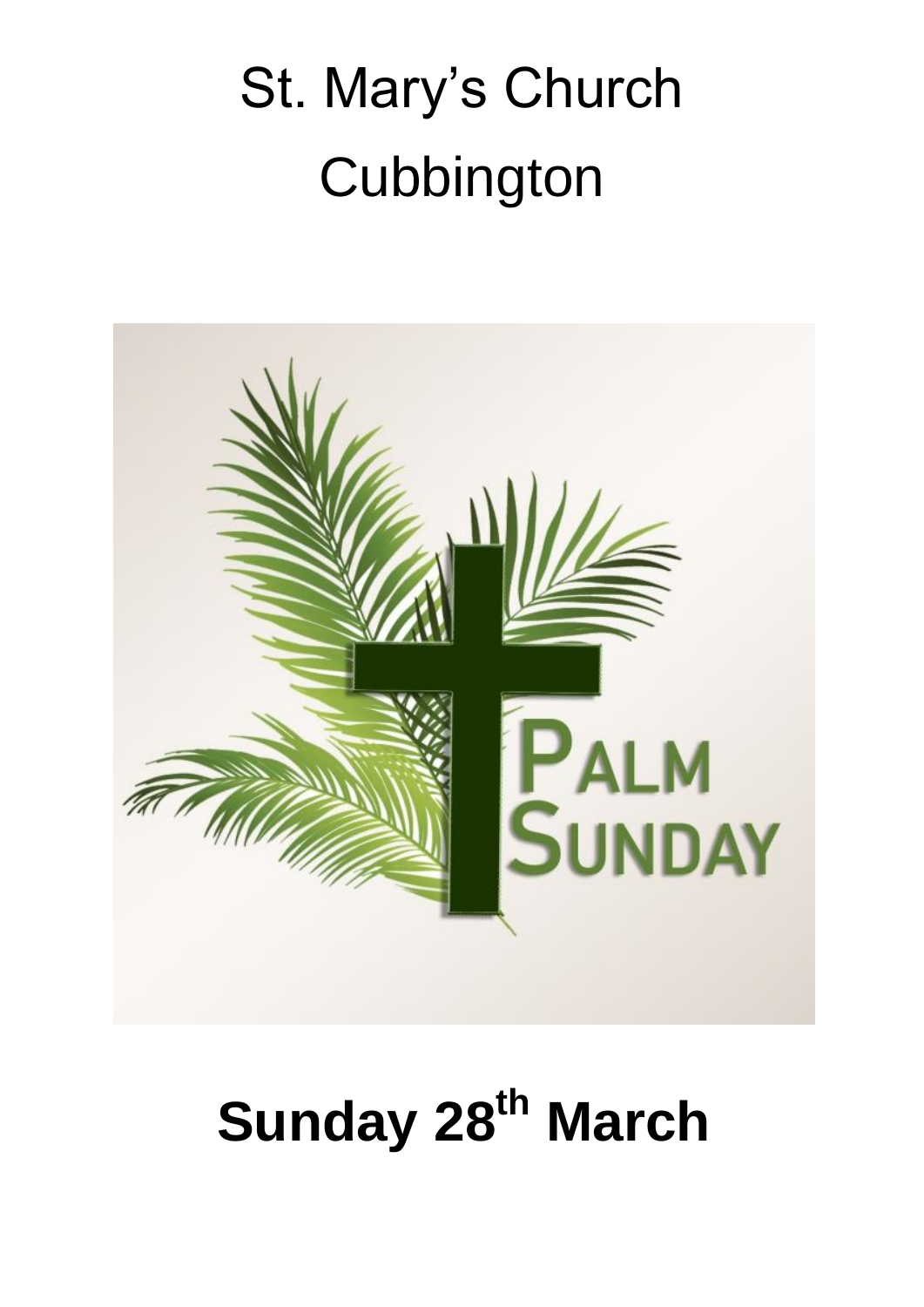# St. Mary's Church Cubbington

PALM SUNDAY

**Sunday 28th March**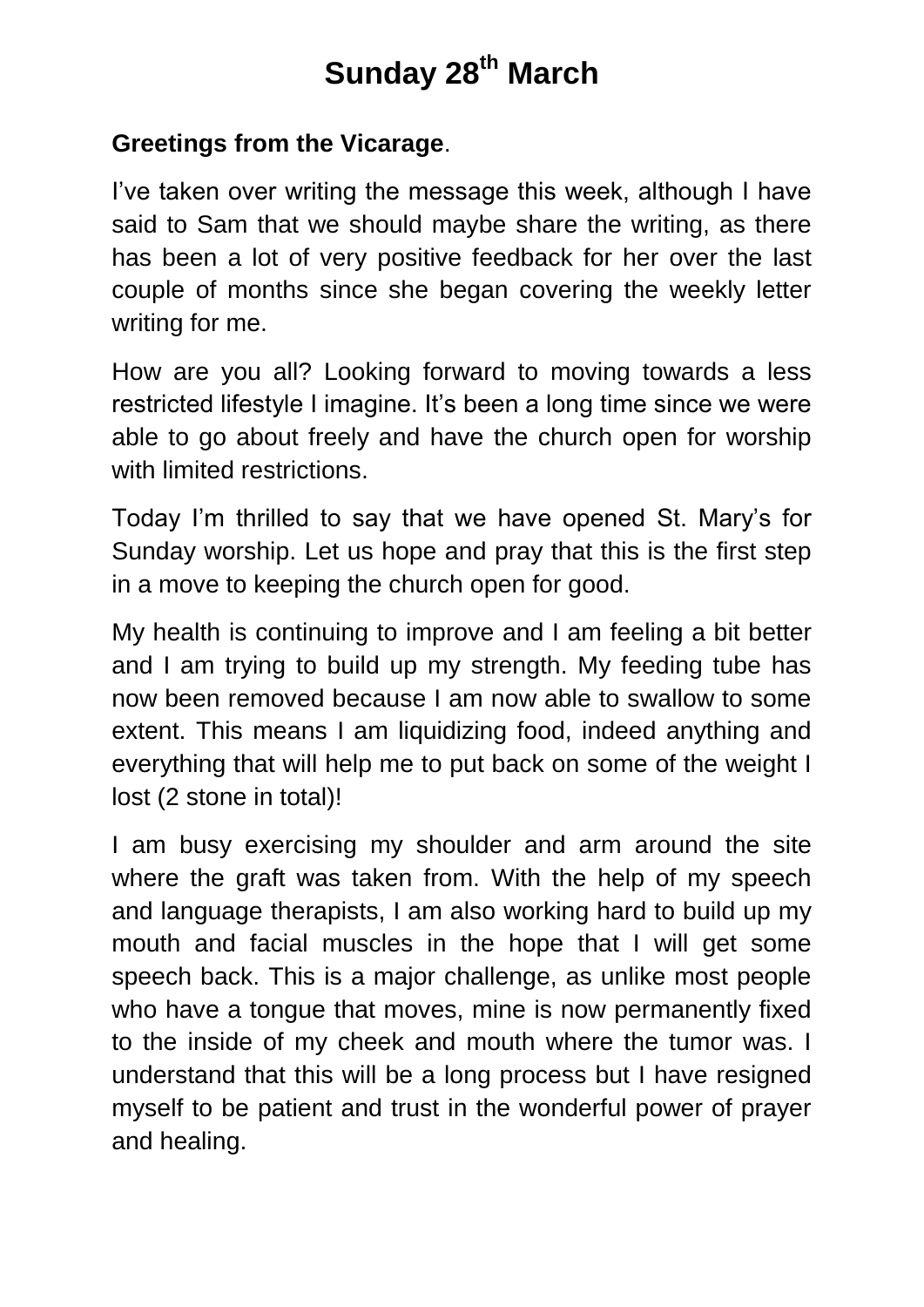# Sunday 28th March

**Greetings from the Vicarage**.

I've taken over writing the message this week, although I have said to Sam that we should maybe share the writing, as there has been a lot of very positive feedback for her over the last couple of months since she began covering the weekly letter writing for me.

How are you all? Looking forward to moving towards a less restricted lifestyle I imagine. It's been a long time since we were able to go about freely and have the church open for worship with limited restrictions.

Today I'm thrilled to say that we have opened St. Mary's for Sunday worship. Let us hope and pray that this is the first step in a move to keeping the church open for good.

My health is continuing to improve and I am feeling a bit better and I am trying to build up my strength. My feeding tube has now been removed because I am now able to swallow to some extent. This means I am liquidizing food, indeed anything and everything that will help me to put back on some of the weight I lost (2 stone in total)!

I am busy exercising my shoulder and arm around the site where the graft was taken from. With the help of my speech and language therapists, I am also working hard to build up my mouth and facial muscles in the hope that I will get some speech back. This is a major challenge, as unlike most people who have a tongue that moves, mine is now permanently fixed to the inside of my cheek and mouth where the tumor was. I understand that this will be a long process but I have resigned myself to be patient and trust in the wonderful power of prayer and healing.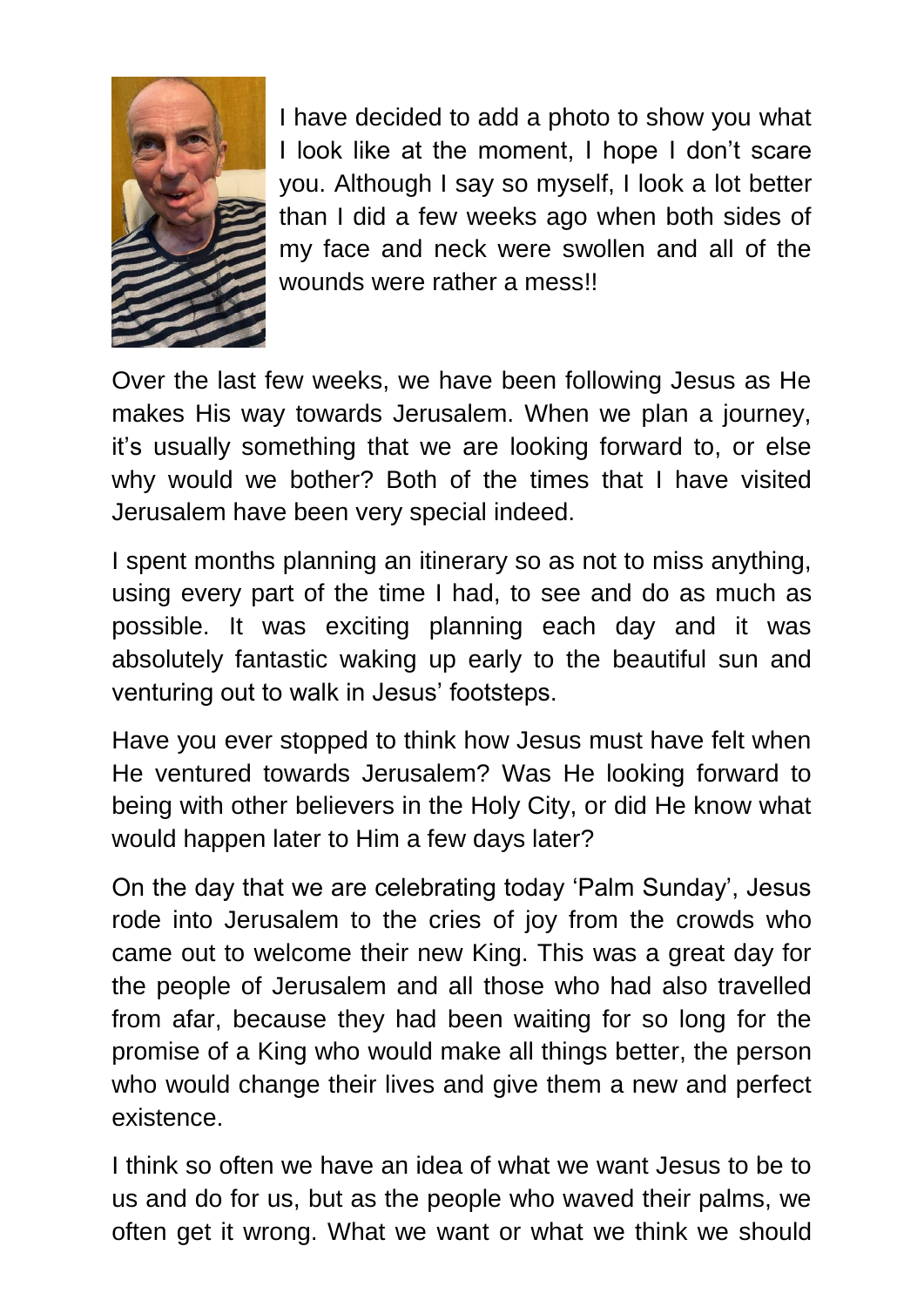I have decided to add a photo to show you what I look like at the moment, I hope I don't scare you. Although I say so myself, I look a lot better than I did a few weeks ago when both sides of my face and neck were swollen and all of the wounds were rather a mess!!

Over the last few weeks, we have been following Jesus as He makes His way towards Jerusalem. When we plan a journey, it's usually something that we are looking forward to, or else why would we bother? Both of the times that I have visited Jerusalem have been very special indeed.

I spent months planning an itinerary so as not to miss anything, using every part of the time I had, to see and do as much as possible. It was exciting planning each day and it was absolutely fantastic waking up early to the beautiful sun and venturing out to walk in Jesus' footsteps.

Have you ever stopped to think how Jesus must have felt when He ventured towards Jerusalem? Was He looking forward to being with other believers in the Holy City, or did He know what would happen later to Him a few days later?

On the day that we are celebrating today 'Palm Sunday', Jesus rode into Jerusalem to the cries of joy from the crowds who came out to welcome their new King. This was a great day for the people of Jerusalem and all those who had also travelled from afar, because they had been waiting for so long for the promise of a King who would make all things better, the person who would change their lives and give them a new and perfect existence.

I think so often we have an idea of what we want Jesus to be to us and do for us, but as the people who waved their palms, we often get it wrong. What we want or what we think we should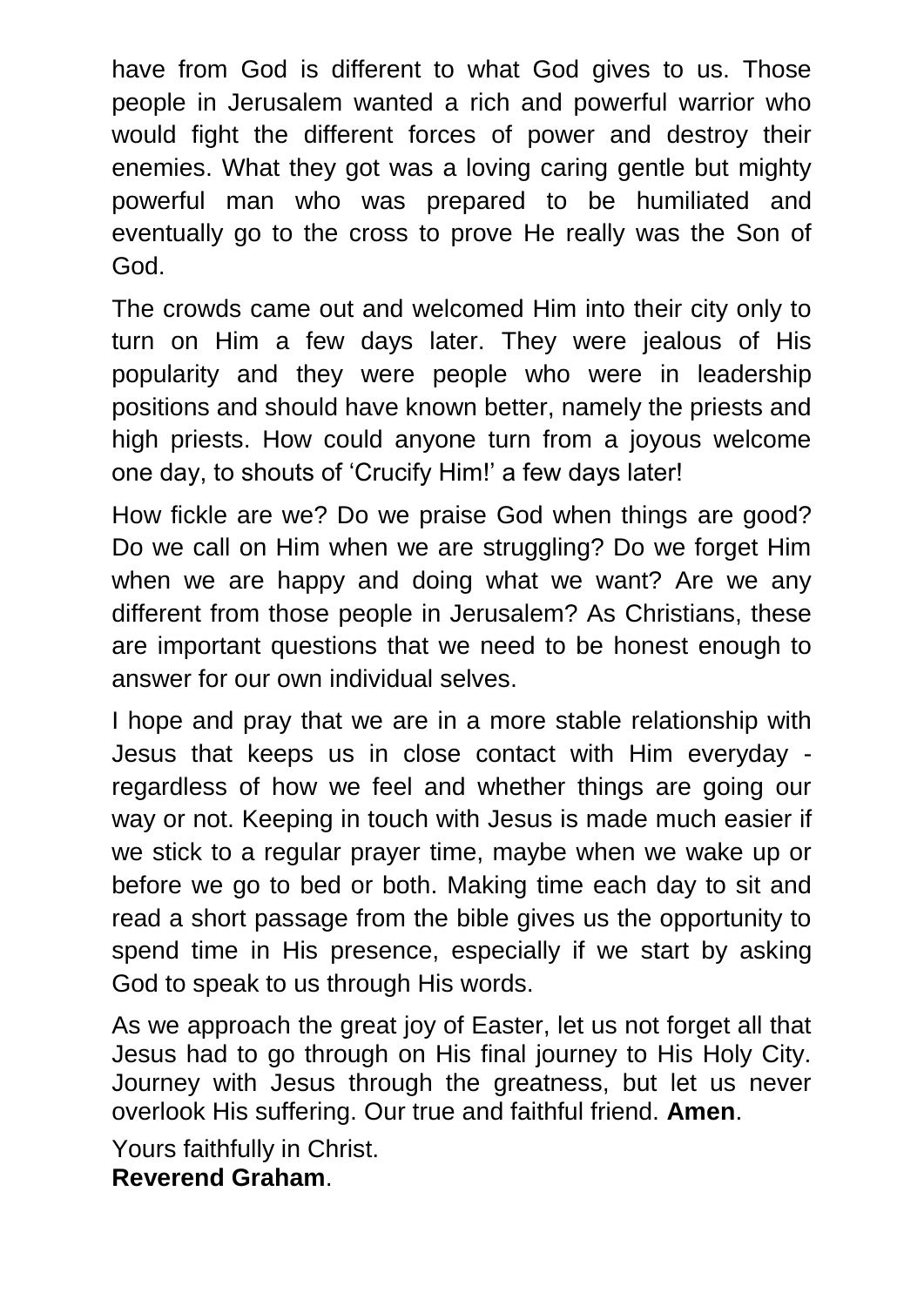have from God is different to what God gives to us. Those people in Jerusalem wanted a rich and powerful warrior who would fight the different forces of power and destroy their enemies. What they got was a loving caring gentle but mighty powerful man who was prepared to be humiliated and eventually go to the cross to prove He really was the Son of God.

The crowds came out and welcomed Him into their city only to turn on Him a few days later. They were jealous of His popularity and they were people who were in leadership positions and should have known better, namely the priests and high priests. How could anyone turn from a joyous welcome one day, to shouts of 'Crucify Him!' a few days later!

How fickle are we? Do we praise God when things are good? Do we call on Him when we are struggling? Do we forget Him when we are happy and doing what we want? Are we any different from those people in Jerusalem? As Christians, these are important questions that we need to be honest enough to answer for our own individual selves.

I hope and pray that we are in a more stable relationship with Jesus that keeps us in close contact with Him everyday - regardless of how we feel and whether things are going our way or not. Keeping in touch with Jesus is made much easier if we stick to a regular prayer time, maybe when we wake up or before we go to bed or both. Making time each day to sit and read a short passage from the bible gives us the opportunity to spend time in His presence, especially if we start by asking God to speak to us through His words.

As we approach the great joy of Easter, let us not forget all that Jesus had to go through on His final journey to His Holy City. Journey with Jesus through the greatness, but let us never overlook His suffering. Our true and faithful friend. **Amen**.

Yours faithfully in Christ.
**Reverend Graham**.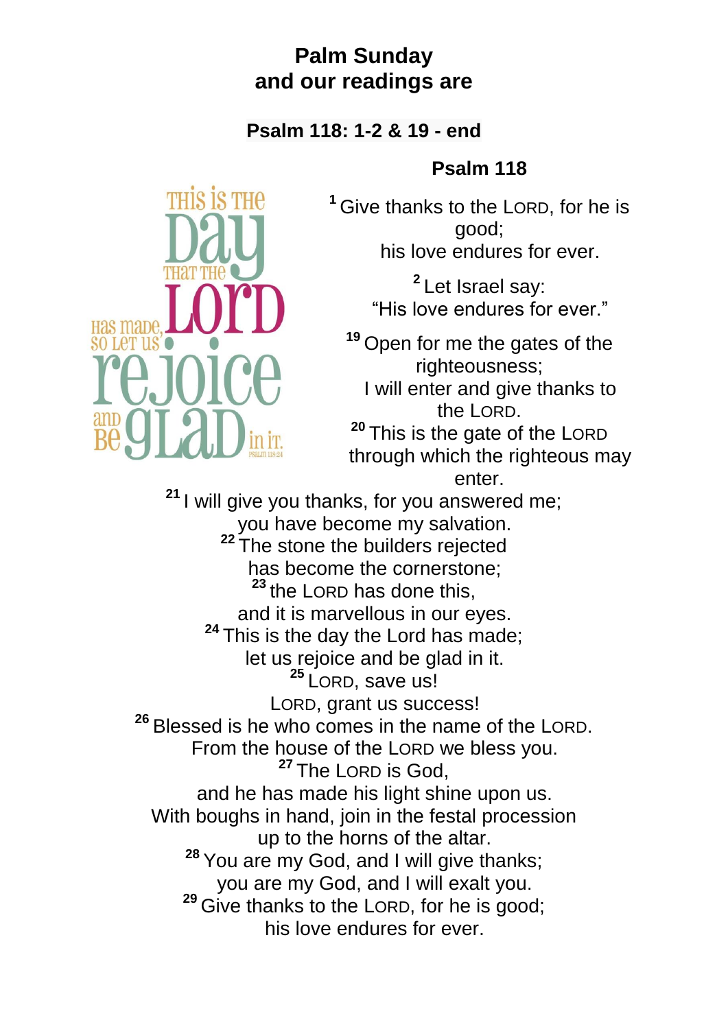# Palm Sunday
# and our readings are

## Psalm 118: 1-2 & 19 - end

### Psalm 118

[1] Give thanks to the LORD, for he is good;
his love endures for ever.

[2] Let Israel say:
"His love endures for ever."

[19] Open for me the gates of the righteousness;
I will enter and give thanks to the LORD.
[20] This is the gate of the LORD
through which the righteous may enter.
[21] I will give you thanks, for you answered me;
you have become my salvation.
[22] The stone the builders rejected
has become the cornerstone;
[23] the LORD has done this,
and it is marvellous in our eyes.
[24] This is the day the Lord has made;
let us rejoice and be glad in it.
[25] LORD, save us!
LORD, grant us success!
[26] Blessed is he who comes in the name of the LORD.
From the house of the LORD we bless you.
[27] The LORD is God,
and he has made his light shine upon us.
With boughs in hand, join in the festal procession
up to the horns of the altar.
[28] You are my God, and I will give thanks;
you are my God, and I will exalt you.
[29] Give thanks to the LORD, for he is good;
his love endures for ever.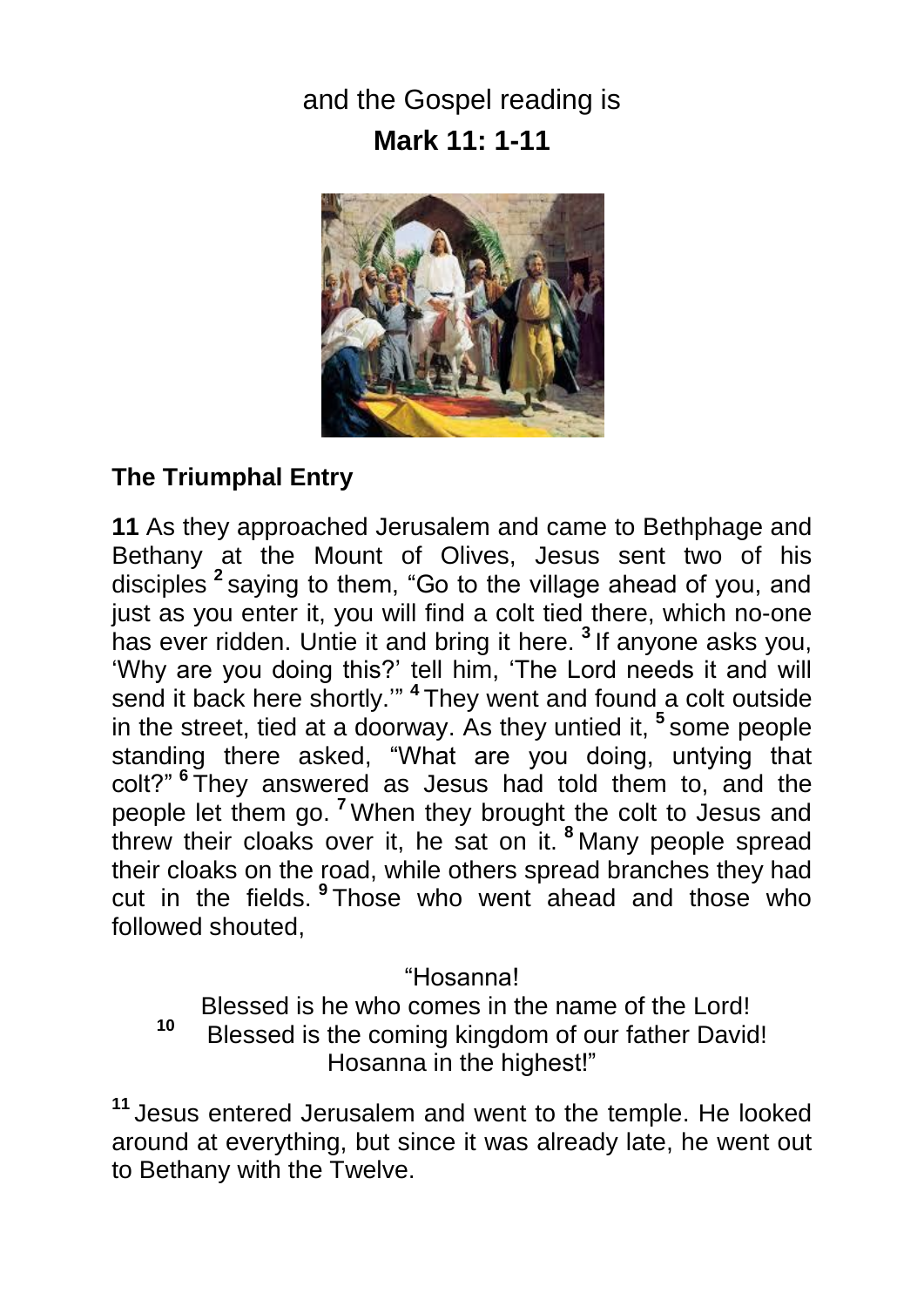and the Gospel reading is

**Mark 11: 1-11**

## The Triumphal Entry

**11** As they approached Jerusalem and came to Bethphage and Bethany at the Mount of Olives, Jesus sent two of his disciples [2] saying to them, "Go to the village ahead of you, and just as you enter it, you will find a colt tied there, which no-one has ever ridden. Untie it and bring it here. [3] If anyone asks you, 'Why are you doing this?' tell him, 'The Lord needs it and will send it back here shortly.'" [4] They went and found a colt outside in the street, tied at a doorway. As they untied it, [5] some people standing there asked, "What are you doing, untying that colt?" [6] They answered as Jesus had told them to, and the people let them go. [7] When they brought the colt to Jesus and threw their cloaks over it, he sat on it. [8] Many people spread their cloaks on the road, while others spread branches they had cut in the fields. [9] Those who went ahead and those who followed shouted,

"Hosanna!
Blessed is he who comes in the name of the Lord!
[10] Blessed is the coming kingdom of our father David!
Hosanna in the highest!"

[11] Jesus entered Jerusalem and went to the temple. He looked around at everything, but since it was already late, he went out to Bethany with the Twelve.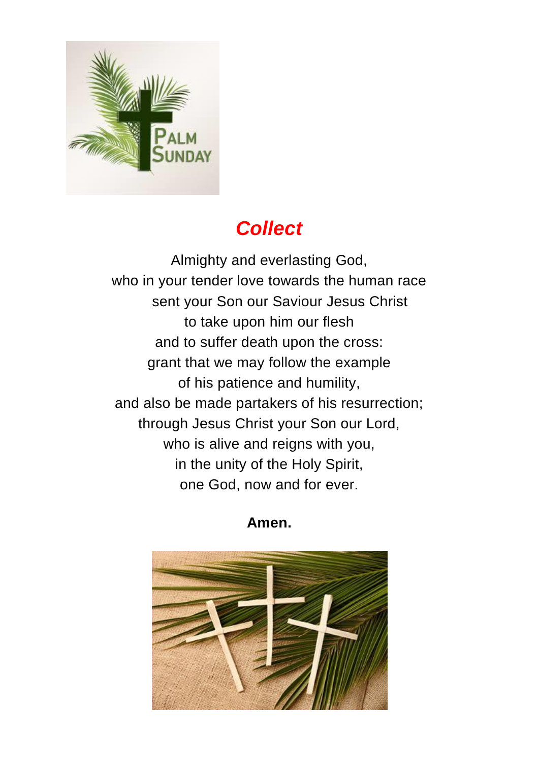## *Collect*

Almighty and everlasting God,
who in your tender love towards the human race
sent your Son our Saviour Jesus Christ
to take upon him our flesh
and to suffer death upon the cross:
grant that we may follow the example
of his patience and humility,
and also be made partakers of his resurrection;
through Jesus Christ your Son our Lord,
who is alive and reigns with you,
in the unity of the Holy Spirit,
one God, now and for ever.

**Amen.**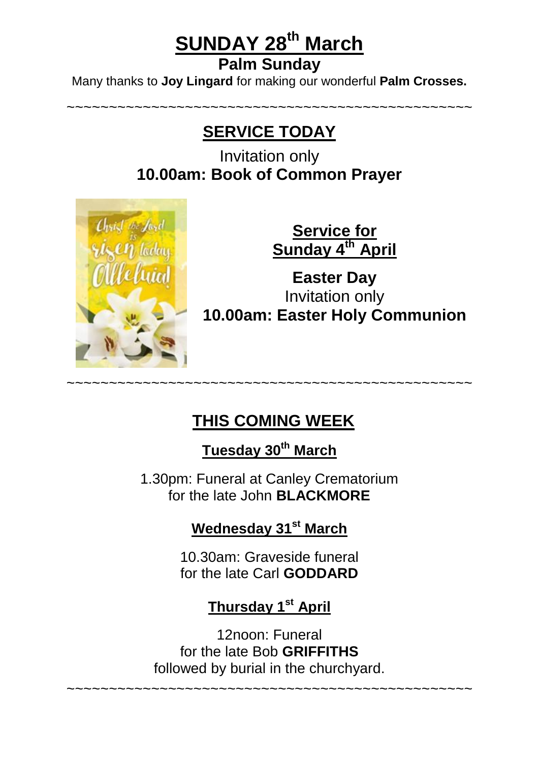# SUNDAY 28th March

**Palm Sunday**

Many thanks to **Joy Lingard** for making our wonderful **Palm Crosses.**

~~~~~~~~~~~~~~~~~~~~~~~~~~~~~~~~~~~~~~~~~~~~~~~~~~~~

## SERVICE TODAY

Invitation only

**10.00am: Book of Common Prayer**

### Service for Sunday 4th April

**Easter Day**

Invitation only

**10.00am: Easter Holy Communion**

~~~~~~~~~~~~~~~~~~~~~~~~~~~~~~~~~~~~~~~~~~~~~~~~~~~~

## THIS COMING WEEK

### Tuesday 30th March

1.30pm: Funeral at Canley Crematorium
for the late John **BLACKMORE**

### Wednesday 31st March

10.30am: Graveside funeral
for the late Carl **GODDARD**

### Thursday 1st April

12noon: Funeral
for the late Bob **GRIFFITHS**
followed by burial in the churchyard.

~~~~~~~~~~~~~~~~~~~~~~~~~~~~~~~~~~~~~~~~~~~~~~~~~~~~